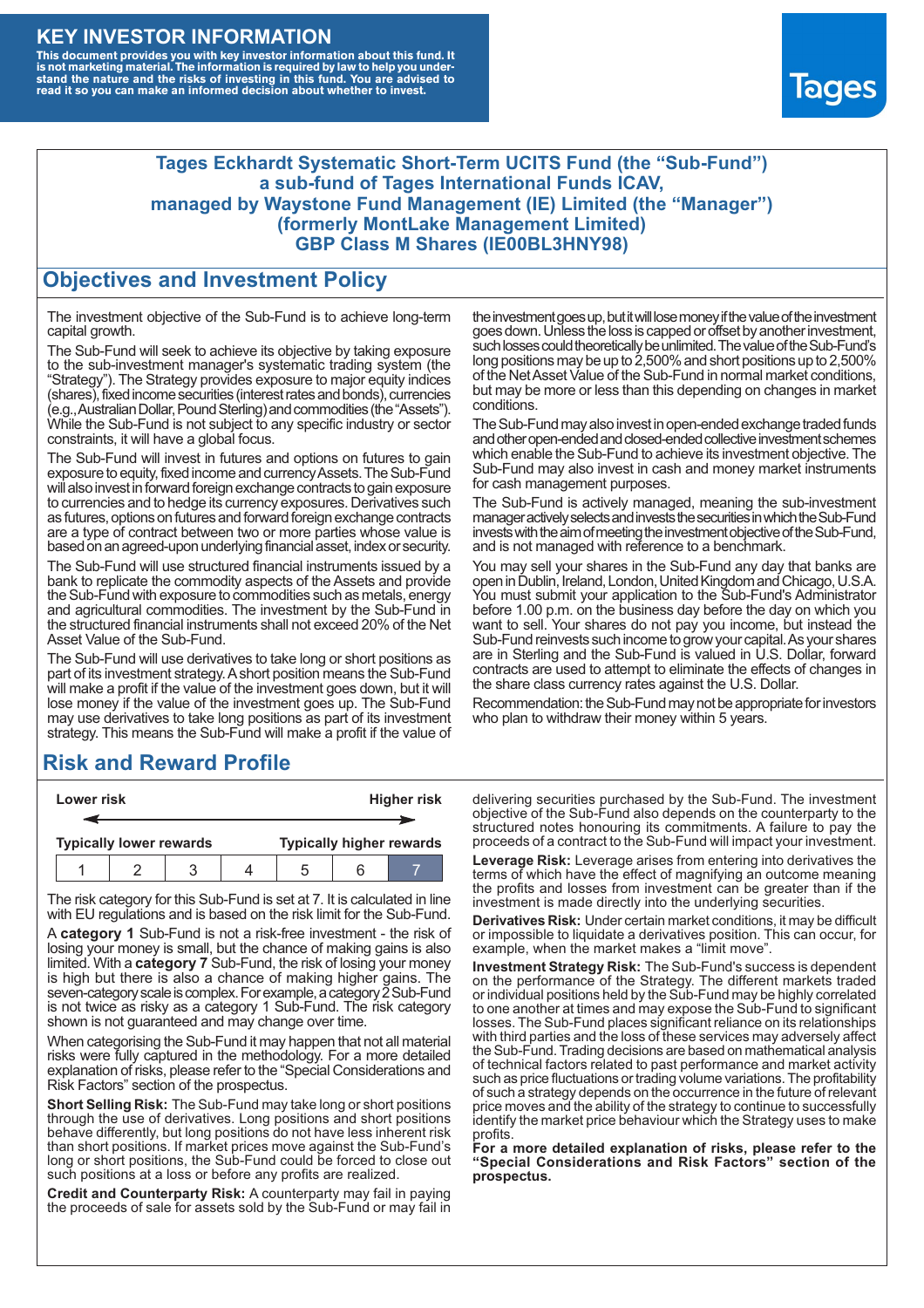# KEY INVESTOR INFORMATION

**This document provides you with key investor information about this fund. It is not marketing material. The information is required by law to help you understand the nature and the risks of investing in this fund. You are advised to read it so you can make an informed decision about whether to invest.**

Tages

**Tages Eckhardt Systematic Short-Term UCITS Fund (the "Sub-Fund") a sub-fund of Tages International Funds ICAV, managed by Waystone Fund Management (IE) Limited (the "Manager") (formerly MontLake Management Limited) GBP Class M Shares (IE00BL3HNY98)**

## Objectives and Investment Policy

The investment objective of the Sub-Fund is to achieve long-term capital growth.

The Sub-Fund will seek to achieve its objective by taking exposure to the sub-investment manager's systematic trading system (the "Strategy"). The Strategy provides exposure to major equity indices (shares), fixed income securities (interest rates and bonds), currencies (e.g., Australian Dollar, Pound Sterling) and commodities (the "Assets"). While the Sub-Fund is not subject to any specific industry or sector constraints, it will have a global focus.

The Sub-Fund will invest in futures and options on futures to gain exposure to equity, fixed income and currency Assets. The Sub-Fund will also invest in forward foreign exchange contracts to gain exposure to currencies and to hedge its currency exposures. Derivatives such as futures, options on futures and forward foreign exchange contracts are a type of contract between two or more parties whose value is based on an agreed-upon underlying financial asset, index or security.

The Sub-Fund will use structured financial instruments issued by a bank to replicate the commodity aspects of the Assets and provide the Sub-Fund with exposure to commodities such as metals, energy and agricultural commodities. The investment by the Sub-Fund in the structured financial instruments shall not exceed 20% of the Net Asset Value of the Sub-Fund.

The Sub-Fund will use derivatives to take long or short positions as part of its investment strategy. A short position means the Sub-Fund will make a profit if the value of the investment goes down, but it will lose money if the value of the investment goes up. The Sub-Fund may use derivatives to take long positions as part of its investment strategy. This means the Sub-Fund will make a profit if the value of the investment goes up, but it will lose money if the value of the investment goes down. Unless the loss is capped or offset by another investment, such losses could theoretically be unlimited. The value of the Sub-Fund's long positions may be up to 2,500% and short positions up to 2,500% of the Net Asset Value of the Sub-Fund in normal market conditions, but may be more or less than this depending on changes in market conditions.

The Sub-Fund may also invest in open-ended exchange traded funds and other open-ended and closed-ended collective investment schemes which enable the Sub-Fund to achieve its investment objective. The Sub-Fund may also invest in cash and money market instruments for cash management purposes.

The Sub-Fund is actively managed, meaning the sub-investment manager actively selects and invests the securities in which the Sub-Fund invests with the aim of meeting the investment objective of the Sub-Fund, and is not managed with reference to a benchmark.

You may sell your shares in the Sub-Fund any day that banks are open in Dublin, Ireland, London, United Kingdom and Chicago, U.S.A. You must submit your application to the Sub-Fund's Administrator before 1.00 p.m. on the business day before the day on which you want to sell. Your shares do not pay you income, but instead the Sub-Fund reinvests such income to grow your capital. As your shares are in Sterling and the Sub-Fund is valued in U.S. Dollar, forward contracts are used to attempt to eliminate the effects of changes in the share class currency rates against the U.S. Dollar.

Recommendation: the Sub-Fund may not be appropriate for investors who plan to withdraw their money within 5 years.

## Risk and Reward Profile

| Lower risk | | | | | | Higher risk |
|---|---|---|---|---|---|---|
| Typically lower rewards | | | | | | Typically higher rewards |
| 1 | 2 | 3 | 4 | 5 | 6 | **7** |

The risk category for this Sub-Fund is set at 7. It is calculated in line with EU regulations and is based on the risk limit for the Sub-Fund.

A **category 1** Sub-Fund is not a risk-free investment - the risk of losing your money is small, but the chance of making gains is also limited. With a **category 7** Sub-Fund, the risk of losing your money is high but there is also a chance of making higher gains. The seven-category scale is complex. For example, a category 2 Sub-Fund is not twice as risky as a category 1 Sub-Fund. The risk category shown is not guaranteed and may change over time.

When categorising the Sub-Fund it may happen that not all material risks were fully captured in the methodology. For a more detailed explanation of risks, please refer to the "Special Considerations and Risk Factors" section of the prospectus.

**Short Selling Risk:** The Sub-Fund may take long or short positions through the use of derivatives. Long positions and short positions behave differently, but long positions do not have less inherent risk than short positions. If market prices move against the Sub-Fund's long or short positions, the Sub-Fund could be forced to close out such positions at a loss or before any profits are realized.

**Credit and Counterparty Risk:** A counterparty may fail in paying the proceeds of sale for assets sold by the Sub-Fund or may fail in delivering securities purchased by the Sub-Fund. The investment objective of the Sub-Fund also depends on the counterparty to the structured notes honouring its commitments. A failure to pay the proceeds of a contract to the Sub-Fund will impact your investment.

**Leverage Risk:** Leverage arises from entering into derivatives the terms of which have the effect of magnifying an outcome meaning the profits and losses from investment can be greater than if the investment is made directly into the underlying securities.

**Derivatives Risk:** Under certain market conditions, it may be difficult or impossible to liquidate a derivatives position. This can occur, for example, when the market makes a "limit move".

**Investment Strategy Risk:** The Sub-Fund's success is dependent on the performance of the Strategy. The different markets traded or individual positions held by the Sub-Fund may be highly correlated to one another at times and may expose the Sub-Fund to significant losses. The Sub-Fund places significant reliance on its relationships with third parties and the loss of these services may adversely affect the Sub-Fund. Trading decisions are based on mathematical analysis of technical factors related to past performance and market activity such as price fluctuations or trading volume variations. The profitability of such a strategy depends on the occurrence in the future of relevant price moves and the ability of the strategy to continue to successfully identify the market price behaviour which the Strategy uses to make profits.

**For a more detailed explanation of risks, please refer to the "Special Considerations and Risk Factors" section of the prospectus.**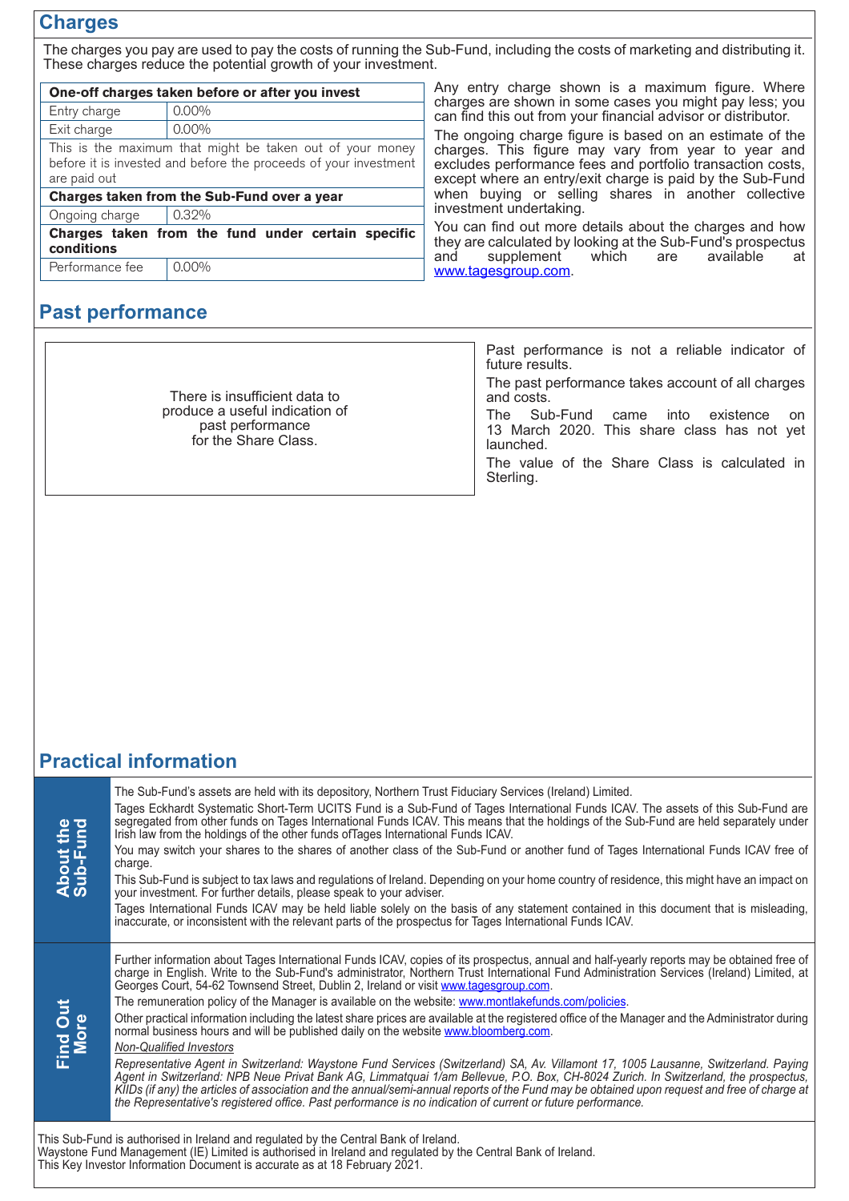## Charges

The charges you pay are used to pay the costs of running the Sub-Fund, including the costs of marketing and distributing it. These charges reduce the potential growth of your investment.

| One-off charges taken before or after you invest | |
|---|---|
| Entry charge | 0.00% |
| Exit charge | 0.00% |
| This is the maximum that might be taken out of your money before it is invested and before the proceeds of your investment are paid out | |
| **Charges taken from the Sub-Fund over a year** | |
| Ongoing charge | 0.32% |
| **Charges taken from the fund under certain specific conditions** | |
| Performance fee | 0.00% |

Any entry charge shown is a maximum figure. Where charges are shown in some cases you might pay less; you can find this out from your financial advisor or distributor.

The ongoing charge figure is based on an estimate of the charges. This figure may vary from year to year and excludes performance fees and portfolio transaction costs, except where an entry/exit charge is paid by the Sub-Fund when buying or selling shares in another collective investment undertaking.

You can find out more details about the charges and how they are calculated by looking at the Sub-Fund's prospectus and supplement which are available at www.tagesgroup.com.

## Past performance

There is insufficient data to produce a useful indication of past performance for the Share Class.

Past performance is not a reliable indicator of future results.

The past performance takes account of all charges and costs.

The Sub-Fund came into existence on 13 March 2020. This share class has not yet launched.

The value of the Share Class is calculated in Sterling.

## Practical information

### About the Sub-Fund

The Sub-Fund's assets are held with its depository, Northern Trust Fiduciary Services (Ireland) Limited.

Tages Eckhardt Systematic Short-Term UCITS Fund is a Sub-Fund of Tages International Funds ICAV. The assets of this Sub-Fund are segregated from other funds on Tages International Funds ICAV. This means that the holdings of the Sub-Fund are held separately under Irish law from the holdings of the other funds ofTages International Funds ICAV.

You may switch your shares to the shares of another class of the Sub-Fund or another fund of Tages International Funds ICAV free of charge.

This Sub-Fund is subject to tax laws and regulations of Ireland. Depending on your home country of residence, this might have an impact on your investment. For further details, please speak to your adviser.

Tages International Funds ICAV may be held liable solely on the basis of any statement contained in this document that is misleading, inaccurate, or inconsistent with the relevant parts of the prospectus for Tages International Funds ICAV.

### Find Out More

Further information about Tages International Funds ICAV, copies of its prospectus, annual and half-yearly reports may be obtained free of charge in English. Write to the Sub-Fund's administrator, Northern Trust International Fund Administration Services (Ireland) Limited, at Georges Court, 54-62 Townsend Street, Dublin 2, Ireland or visit www.tagesgroup.com.

The remuneration policy of the Manager is available on the website: www.montlakefunds.com/policies.

Other practical information including the latest share prices are available at the registered office of the Manager and the Administrator during normal business hours and will be published daily on the website www.bloomberg.com.

*Non-Qualified Investors*

*Representative Agent in Switzerland: Waystone Fund Services (Switzerland) SA, Av. Villamont 17, 1005 Lausanne, Switzerland. Paying Agent in Switzerland: NPB Neue Privat Bank AG, Limmatquai 1/am Bellevue, P.O. Box, CH-8024 Zurich. In Switzerland, the prospectus, KIIDs (if any) the articles of association and the annual/semi-annual reports of the Fund may be obtained upon request and free of charge at the Representative's registered office. Past performance is no indication of current or future performance.*

This Sub-Fund is authorised in Ireland and regulated by the Central Bank of Ireland.
Waystone Fund Management (IE) Limited is authorised in Ireland and regulated by the Central Bank of Ireland.
This Key Investor Information Document is accurate as at 18 February 2021.